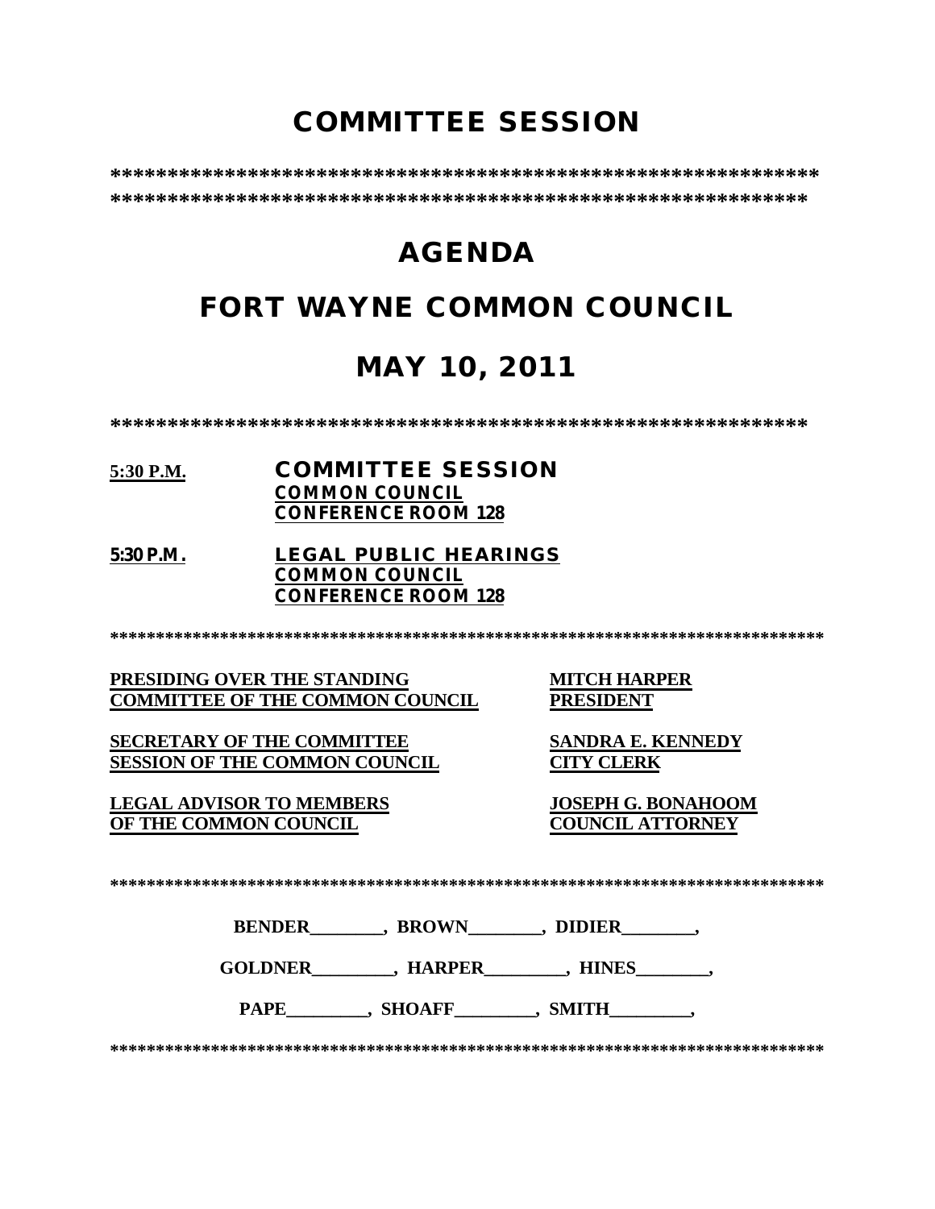# COMMITTEE SESSION

***************************************************************
***************************************************************

# AGENDA

# FORT WAYNE COMMON COUNCIL

# MAY 10, 2011

***************************************************************

**5:30 P.M.** **COMMITTEE SESSION**
**COMMON COUNCIL**
**CONFERENCE ROOM 128**

**5:30 P.M.** **LEGAL PUBLIC HEARINGS**
**COMMON COUNCIL**
**CONFERENCE ROOM 128**

******************************************************************************

**PRESIDING OVER THE STANDING COMMITTEE OF THE COMMON COUNCIL** — **MITCH HARPER, PRESIDENT**

**SECRETARY OF THE COMMITTEE SESSION OF THE COMMON COUNCIL** — **SANDRA E. KENNEDY, CITY CLERK**

**LEGAL ADVISOR TO MEMBERS OF THE COMMON COUNCIL** — **JOSEPH G. BONAHOOM, COUNCIL ATTORNEY**

******************************************************************************

**BENDER________, BROWN________, DIDIER________,**

**GOLDNER_________, HARPER_________, HINES________,**

**PAPE_________, SHOAFF_________, SMITH_________,**

******************************************************************************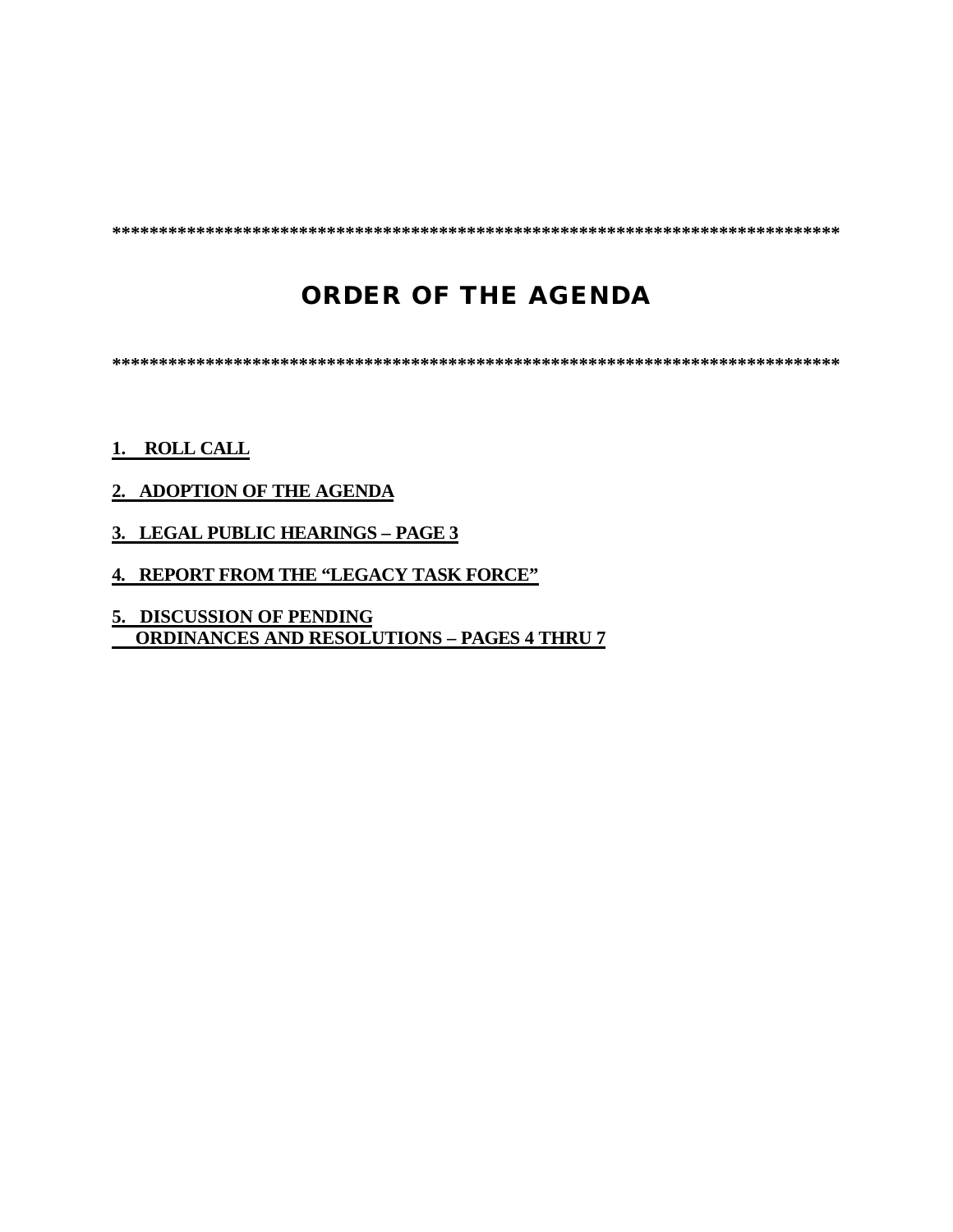*******************************************************************************

# ORDER OF THE AGENDA

*******************************************************************************

**1. ROLL CALL**

**2. ADOPTION OF THE AGENDA**

**3. LEGAL PUBLIC HEARINGS – PAGE 3**

**4. REPORT FROM THE "LEGACY TASK FORCE"**

**5. DISCUSSION OF PENDING ORDINANCES AND RESOLUTIONS – PAGES 4 THRU 7**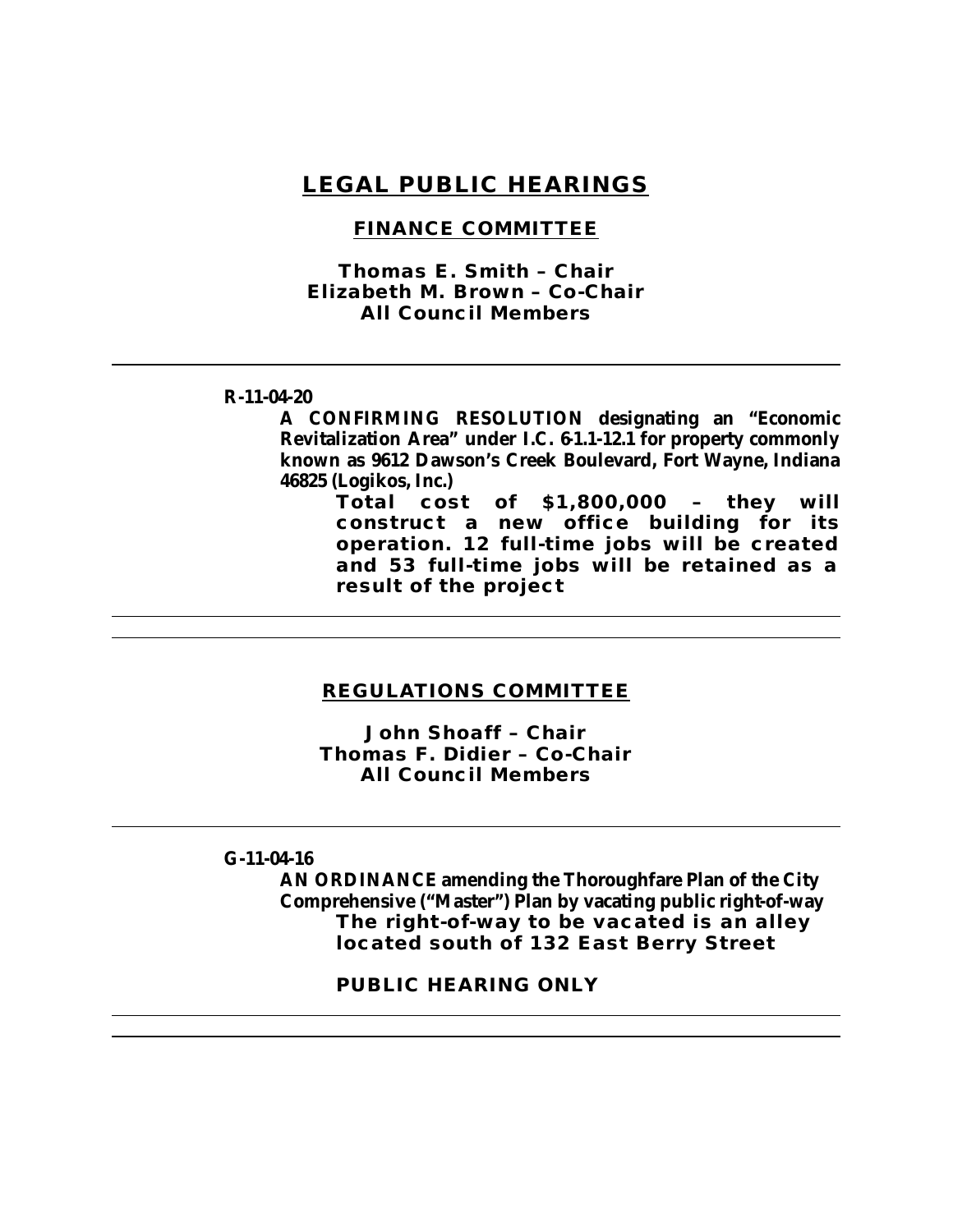# LEGAL PUBLIC HEARINGS

## FINANCE COMMITTEE

**Thomas E. Smith – Chair**
**Elizabeth M. Brown – Co-Chair**
**All Council Members**

---

**R-11-04-20**

**A CONFIRMING RESOLUTION designating an "Economic Revitalization Area" under I.C. 6-1.1-12.1 for property commonly known as 9612 Dawson's Creek Boulevard, Fort Wayne, Indiana 46825 (Logikos, Inc.)**

**Total cost of $1,800,000 – they will construct a new office building for its operation. 12 full-time jobs will be created and 53 full-time jobs will be retained as a result of the project**

---

---

## REGULATIONS COMMITTEE

**John Shoaff – Chair**
**Thomas F. Didier – Co-Chair**
**All Council Members**

---

**G-11-04-16**

**AN ORDINANCE amending the Thoroughfare Plan of the City Comprehensive ("Master") Plan by vacating public right-of-way**

**The right-of-way to be vacated is an alley located south of 132 East Berry Street**

**PUBLIC HEARING ONLY**

---

---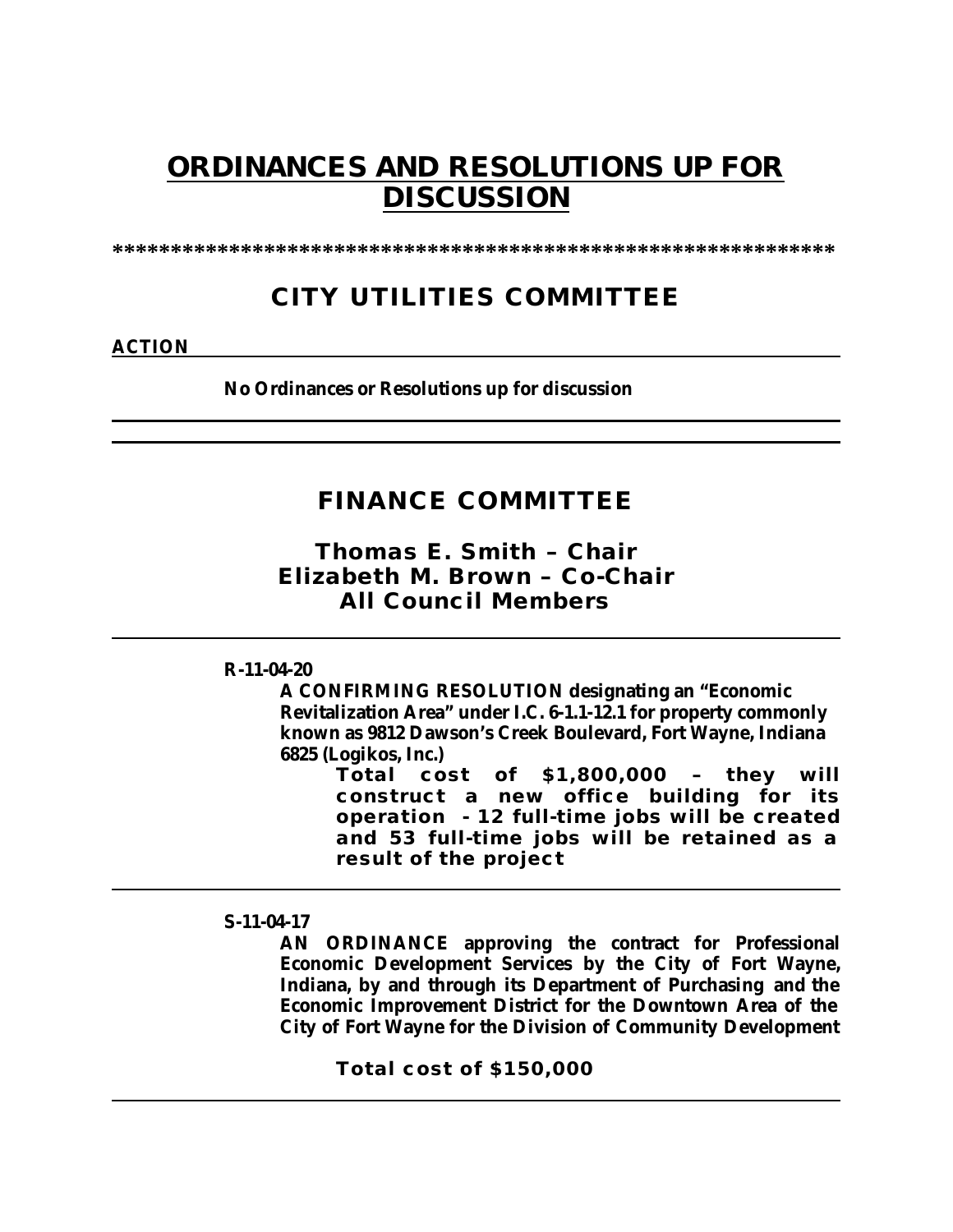# ORDINANCES AND RESOLUTIONS UP FOR DISCUSSION

\*\*\*\*\*\*\*\*\*\*\*\*\*\*\*\*\*\*\*\*\*\*\*\*\*\*\*\*\*\*\*\*\*\*\*\*\*\*\*\*\*\*\*\*\*\*\*\*\*\*\*\*\*\*\*\*\*\*\*\*\*\*\*\*\*\*\*\*

## CITY UTILITIES COMMITTEE

**ACTION**

**No Ordinances or Resolutions up for discussion**

---

## FINANCE COMMITTEE

### Thomas E. Smith – Chair
### Elizabeth M. Brown – Co-Chair
### All Council Members

---

**R-11-04-20**

**A CONFIRMING RESOLUTION designating an "Economic Revitalization Area" under I.C. 6-1.1-12.1 for property commonly known as 9812 Dawson's Creek Boulevard, Fort Wayne, Indiana 6825 (Logikos, Inc.)**

**Total cost of $1,800,000 – they will construct a new office building for its operation - 12 full-time jobs will be created and 53 full-time jobs will be retained as a result of the project**

---

**S-11-04-17**

**AN ORDINANCE approving the contract for Professional Economic Development Services by the City of Fort Wayne, Indiana, by and through its Department of Purchasing and the Economic Improvement District for the Downtown Area of the City of Fort Wayne for the Division of Community Development**

**Total cost of $150,000**

---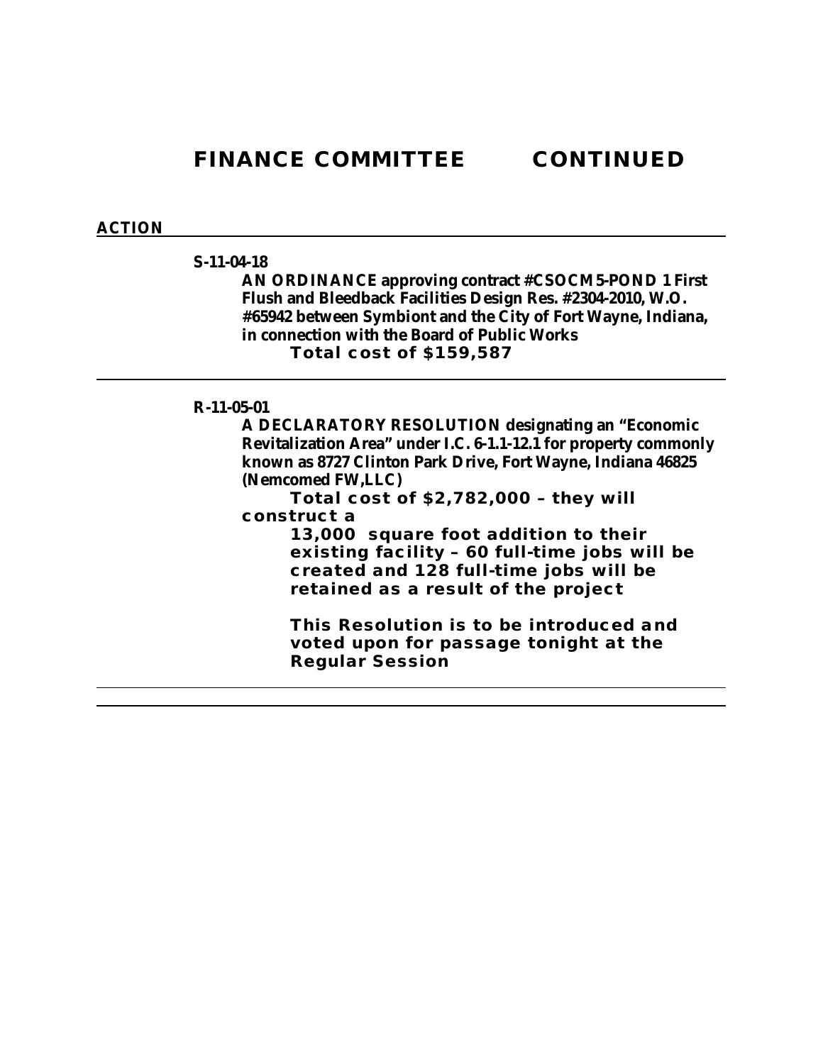# FINANCE COMMITTEE CONTINUED

## ACTION

**S-11-04-18**

**AN ORDINANCE approving contract #CSOCM5-POND 1 First Flush and Bleedback Facilities Design Res. #2304-2010, W.O. #65942 between Symbiont and the City of Fort Wayne, Indiana, in connection with the Board of Public Works**

**Total cost of $159,587**

---

**R-11-05-01**

**A DECLARATORY RESOLUTION designating an "Economic Revitalization Area" under I.C. 6-1.1-12.1 for property commonly known as 8727 Clinton Park Drive, Fort Wayne, Indiana 46825 (Nemcomed FW,LLC)**

**Total cost of $2,782,000 – they will construct a 13,000 square foot addition to their existing facility – 60 full-time jobs will be created and 128 full-time jobs will be retained as a result of the project**

**This Resolution is to be introduced and voted upon for passage tonight at the Regular Session**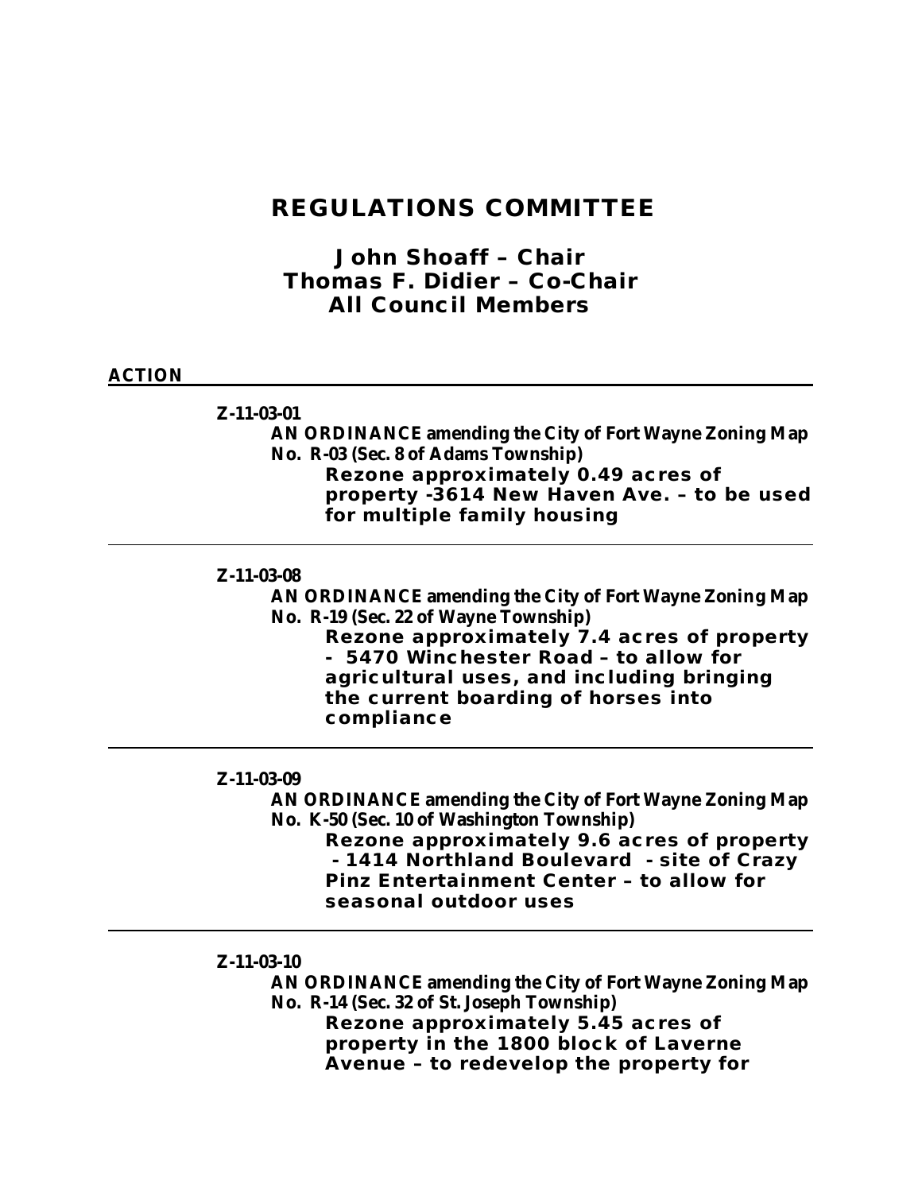# REGULATIONS COMMITTEE

## John Shoaff – Chair
## Thomas F. Didier – Co-Chair
## All Council Members

**ACTION**

---

**Z-11-03-01**

**AN ORDINANCE amending the City of Fort Wayne Zoning Map No. R-03 (Sec. 8 of Adams Township)**

**Rezone approximately 0.49 acres of property -3614 New Haven Ave. – to be used for multiple family housing**

---

**Z-11-03-08**

**AN ORDINANCE amending the City of Fort Wayne Zoning Map No. R-19 (Sec. 22 of Wayne Township)**

**Rezone approximately 7.4 acres of property - 5470 Winchester Road – to allow for agricultural uses, and including bringing the current boarding of horses into compliance**

---

**Z-11-03-09**

**AN ORDINANCE amending the City of Fort Wayne Zoning Map No. K-50 (Sec. 10 of Washington Township)**

**Rezone approximately 9.6 acres of property - 1414 Northland Boulevard - site of Crazy Pinz Entertainment Center – to allow for seasonal outdoor uses**

---

**Z-11-03-10**

**AN ORDINANCE amending the City of Fort Wayne Zoning Map No. R-14 (Sec. 32 of St. Joseph Township)**

**Rezone approximately 5.45 acres of property in the 1800 block of Laverne Avenue – to redevelop the property for**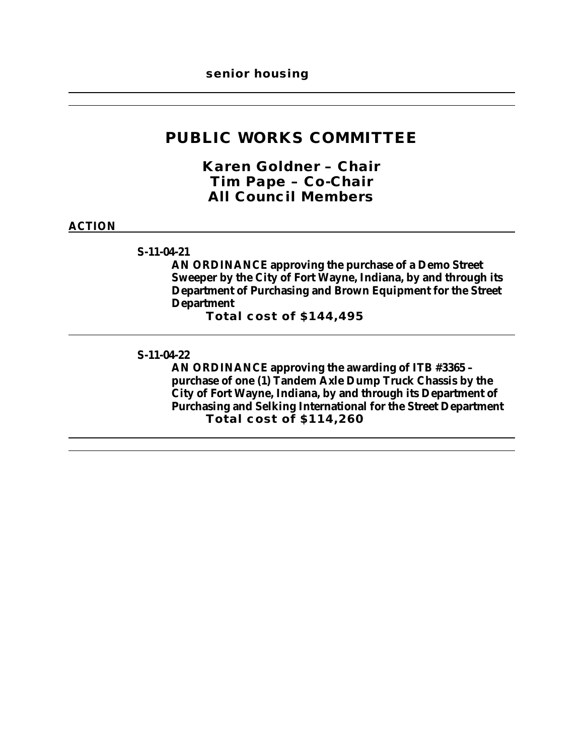**senior housing**

---

# PUBLIC WORKS COMMITTEE

## Karen Goldner – Chair
## Tim Pape – Co-Chair
## All Council Members

**ACTION**

---

**S-11-04-21**

**AN ORDINANCE approving the purchase of a Demo Street Sweeper by the City of Fort Wayne, Indiana, by and through its Department of Purchasing and Brown Equipment for the Street Department**

**Total cost of $144,495**

---

**S-11-04-22**

**AN ORDINANCE approving the awarding of ITB #3365 – purchase of one (1) Tandem Axle Dump Truck Chassis by the City of Fort Wayne, Indiana, by and through its Department of Purchasing and Selking International for the Street Department**

**Total cost of $114,260**

---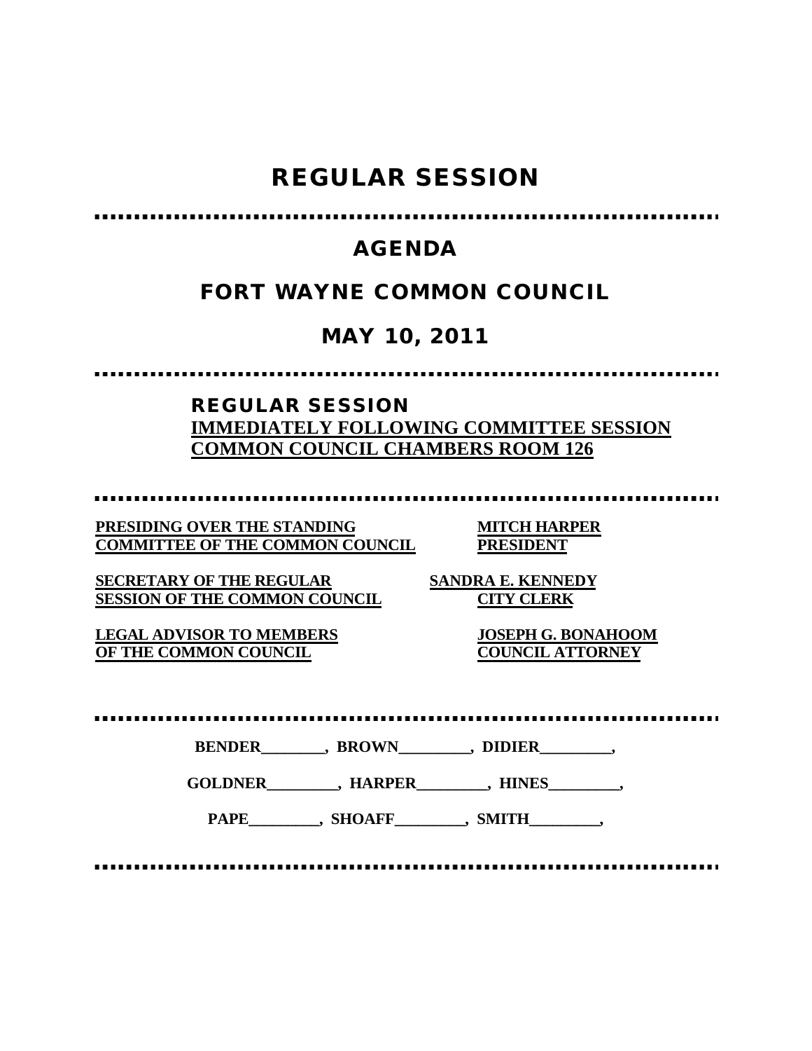# REGULAR SESSION

## AGENDA

## FORT WAYNE COMMON COUNCIL

## MAY 10, 2011

### REGULAR SESSION

**IMMEDIATELY FOLLOWING COMMITTEE SESSION**
**COMMON COUNCIL CHAMBERS ROOM 126**

| | |
|---|---|
| **PRESIDING OVER THE STANDING COMMITTEE OF THE COMMON COUNCIL** | **MITCH HARPER PRESIDENT** |
| **SECRETARY OF THE REGULAR SESSION OF THE COMMON COUNCIL** | **SANDRA E. KENNEDY CITY CLERK** |
| **LEGAL ADVISOR TO MEMBERS OF THE COMMON COUNCIL** | **JOSEPH G. BONAHOOM COUNCIL ATTORNEY** |

**BENDER________, BROWN_________, DIDIER_________,**

**GOLDNER_________, HARPER_________, HINES_________,**

**PAPE_________, SHOAFF_________, SMITH_________,**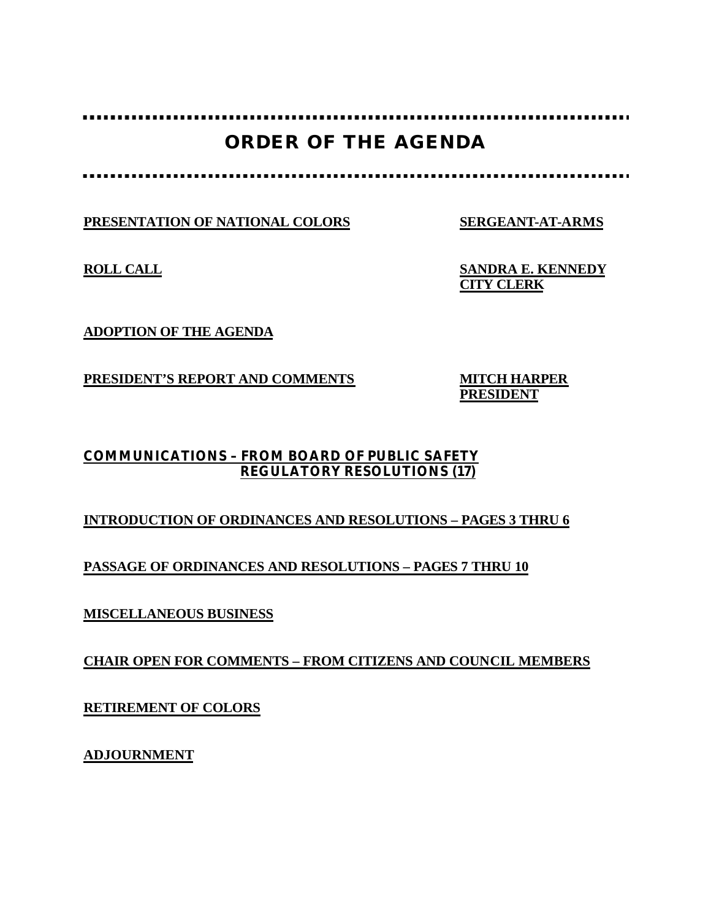# ORDER OF THE AGENDA

**PRESENTATION OF NATIONAL COLORS** — **SERGEANT-AT-ARMS**

**ROLL CALL** — **SANDRA E. KENNEDY**
**CITY CLERK**

**ADOPTION OF THE AGENDA**

**PRESIDENT'S REPORT AND COMMENTS** — **MITCH HARPER**
**PRESIDENT**

**COMMUNICATIONS – FROM BOARD OF PUBLIC SAFETY**
**REGULATORY RESOLUTIONS (17)**

**INTRODUCTION OF ORDINANCES AND RESOLUTIONS – PAGES 3 THRU 6**

**PASSAGE OF ORDINANCES AND RESOLUTIONS – PAGES 7 THRU 10**

**MISCELLANEOUS BUSINESS**

**CHAIR OPEN FOR COMMENTS – FROM CITIZENS AND COUNCIL MEMBERS**

**RETIREMENT OF COLORS**

**ADJOURNMENT**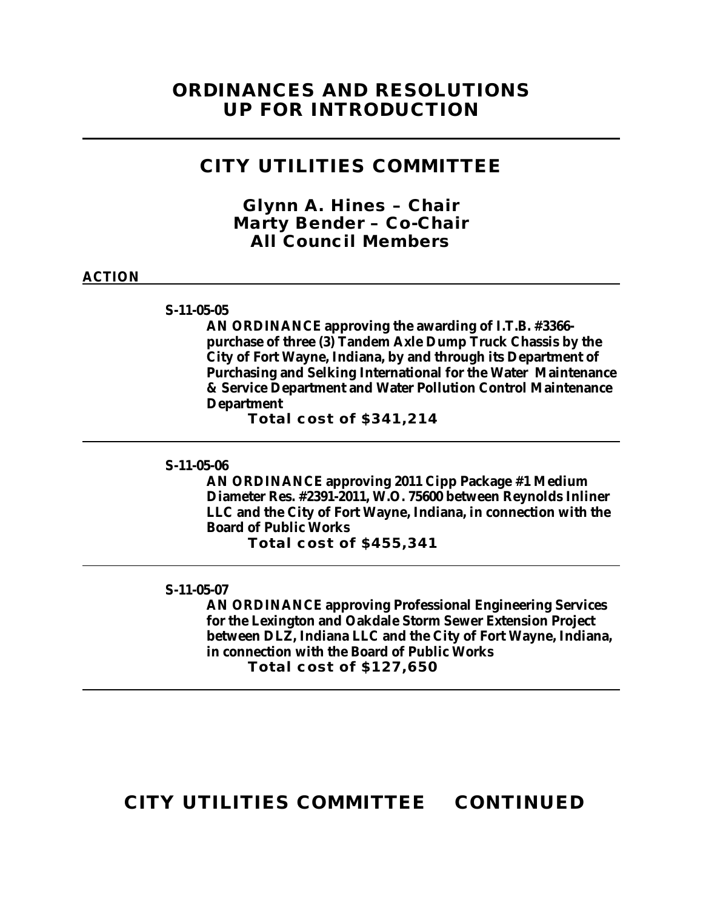# ORDINANCES AND RESOLUTIONS UP FOR INTRODUCTION

## CITY UTILITIES COMMITTEE

### Glynn A. Hines – Chair
### Marty Bender – Co-Chair
### All Council Members

**ACTION**

**S-11-05-05**

**AN ORDINANCE approving the awarding of I.T.B. #3366-purchase of three (3) Tandem Axle Dump Truck Chassis by the City of Fort Wayne, Indiana, by and through its Department of Purchasing and Selking International for the Water Maintenance & Service Department and Water Pollution Control Maintenance Department**

**Total cost of $341,214**

---

**S-11-05-06**

**AN ORDINANCE approving 2011 Cipp Package #1 Medium Diameter Res. #2391-2011, W.O. 75600 between Reynolds Inliner LLC and the City of Fort Wayne, Indiana, in connection with the Board of Public Works**

**Total cost of $455,341**

---

**S-11-05-07**

**AN ORDINANCE approving Professional Engineering Services for the Lexington and Oakdale Storm Sewer Extension Project between DLZ, Indiana LLC and the City of Fort Wayne, Indiana, in connection with the Board of Public Works**

**Total cost of $127,650**

---

## CITY UTILITIES COMMITTEE CONTINUED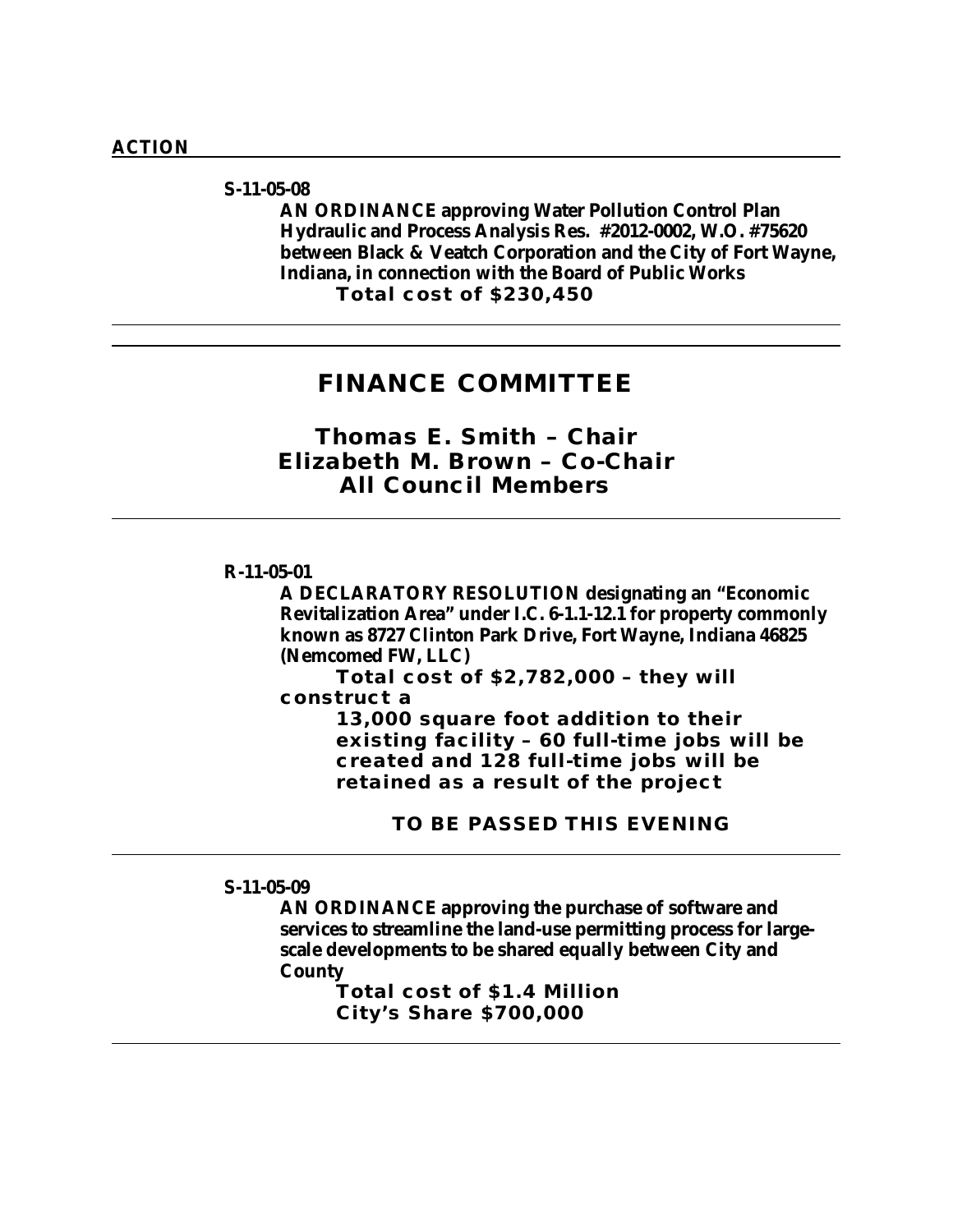**ACTION**

**S-11-05-08**

**AN ORDINANCE approving Water Pollution Control Plan Hydraulic and Process Analysis Res. #2012-0002, W.O. #75620 between Black & Veatch Corporation and the City of Fort Wayne, Indiana, in connection with the Board of Public Works**

**Total cost of $230,450**

---

---

## FINANCE COMMITTEE

### Thomas E. Smith – Chair
### Elizabeth M. Brown – Co-Chair
### All Council Members

---

**R-11-05-01**

**A DECLARATORY RESOLUTION designating an "Economic Revitalization Area" under I.C. 6-1.1-12.1 for property commonly known as 8727 Clinton Park Drive, Fort Wayne, Indiana 46825 (Nemcomed FW, LLC)**

**Total cost of $2,782,000 – they will construct a**

**13,000 square foot addition to their existing facility – 60 full-time jobs will be created and 128 full-time jobs will be retained as a result of the project**

**TO BE PASSED THIS EVENING**

---

**S-11-05-09**

**AN ORDINANCE approving the purchase of software and services to streamline the land-use permitting process for large-scale developments to be shared equally between City and County**

**Total cost of $1.4 Million**

**City's Share $700,000**

---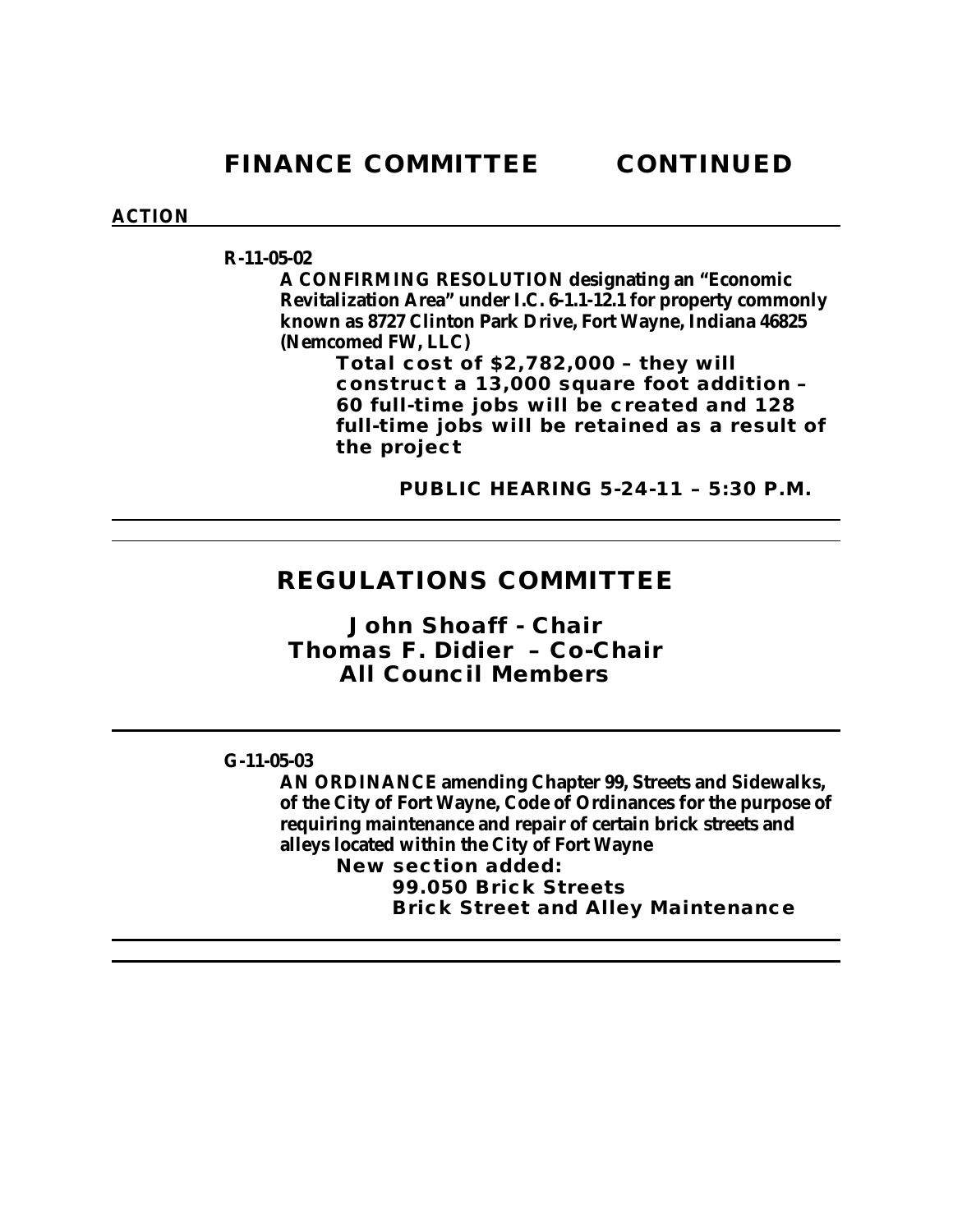## FINANCE COMMITTEE CONTINUED

**ACTION**

**R-11-05-02**

**A CONFIRMING RESOLUTION designating an "Economic Revitalization Area" under I.C. 6-1.1-12.1 for property commonly known as 8727 Clinton Park Drive, Fort Wayne, Indiana 46825 (Nemcomed FW, LLC)**

**Total cost of $2,782,000 – they will construct a 13,000 square foot addition – 60 full-time jobs will be created and 128 full-time jobs will be retained as a result of the project**

**PUBLIC HEARING 5-24-11 – 5:30 P.M.**

---

## REGULATIONS COMMITTEE

**John Shoaff - Chair**
**Thomas F. Didier – Co-Chair**
**All Council Members**

---

**G-11-05-03**

**AN ORDINANCE amending Chapter 99, Streets and Sidewalks, of the City of Fort Wayne, Code of Ordinances for the purpose of requiring maintenance and repair of certain brick streets and alleys located within the City of Fort Wayne**

**New section added:**

**99.050 Brick Streets**
**Brick Street and Alley Maintenance**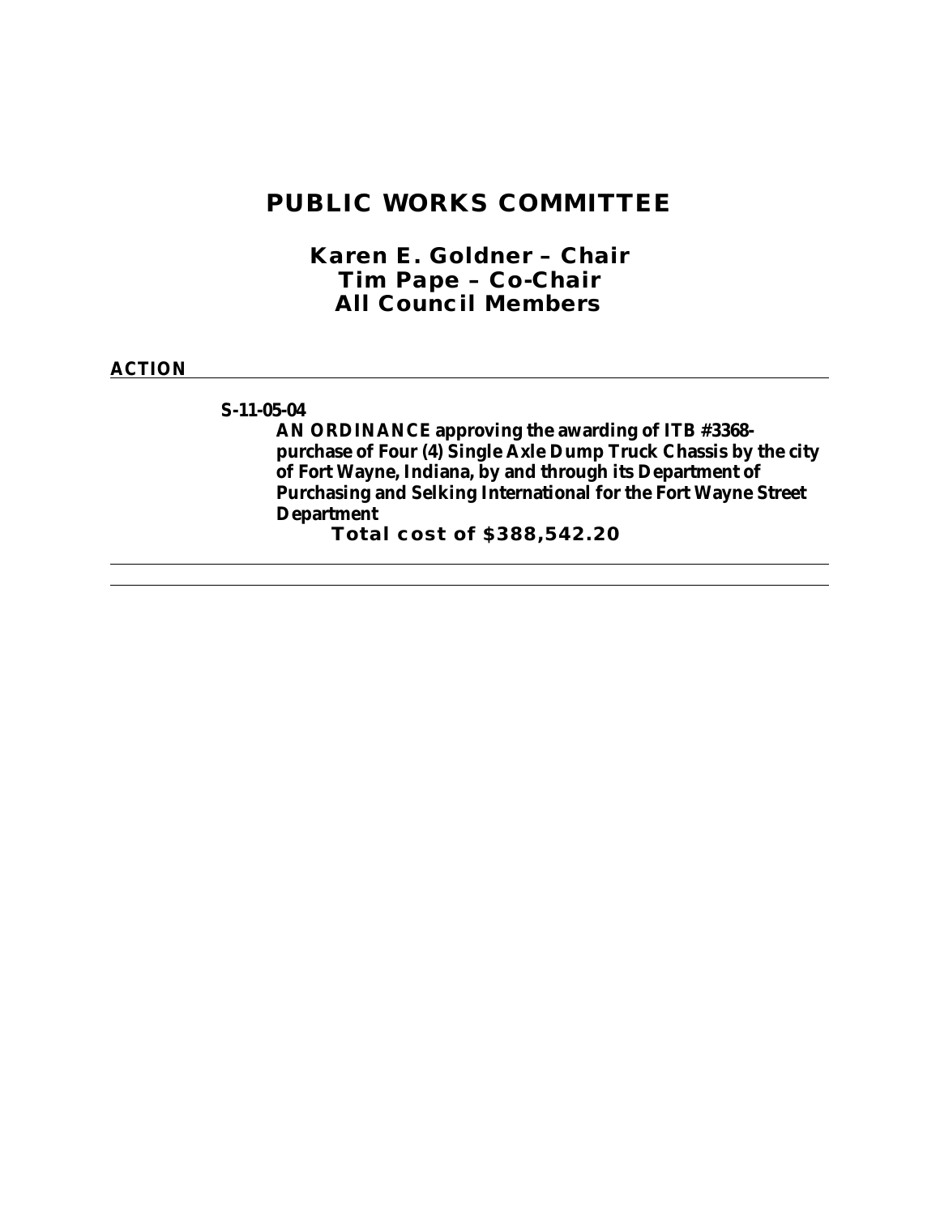# PUBLIC WORKS COMMITTEE

## Karen E. Goldner – Chair
## Tim Pape – Co-Chair
## All Council Members

**ACTION**

---

**S-11-05-04**

**AN ORDINANCE approving the awarding of ITB #3368-purchase of Four (4) Single Axle Dump Truck Chassis by the city of Fort Wayne, Indiana, by and through its Department of Purchasing and Selking International for the Fort Wayne Street Department**

**Total cost of $388,542.20**

---

---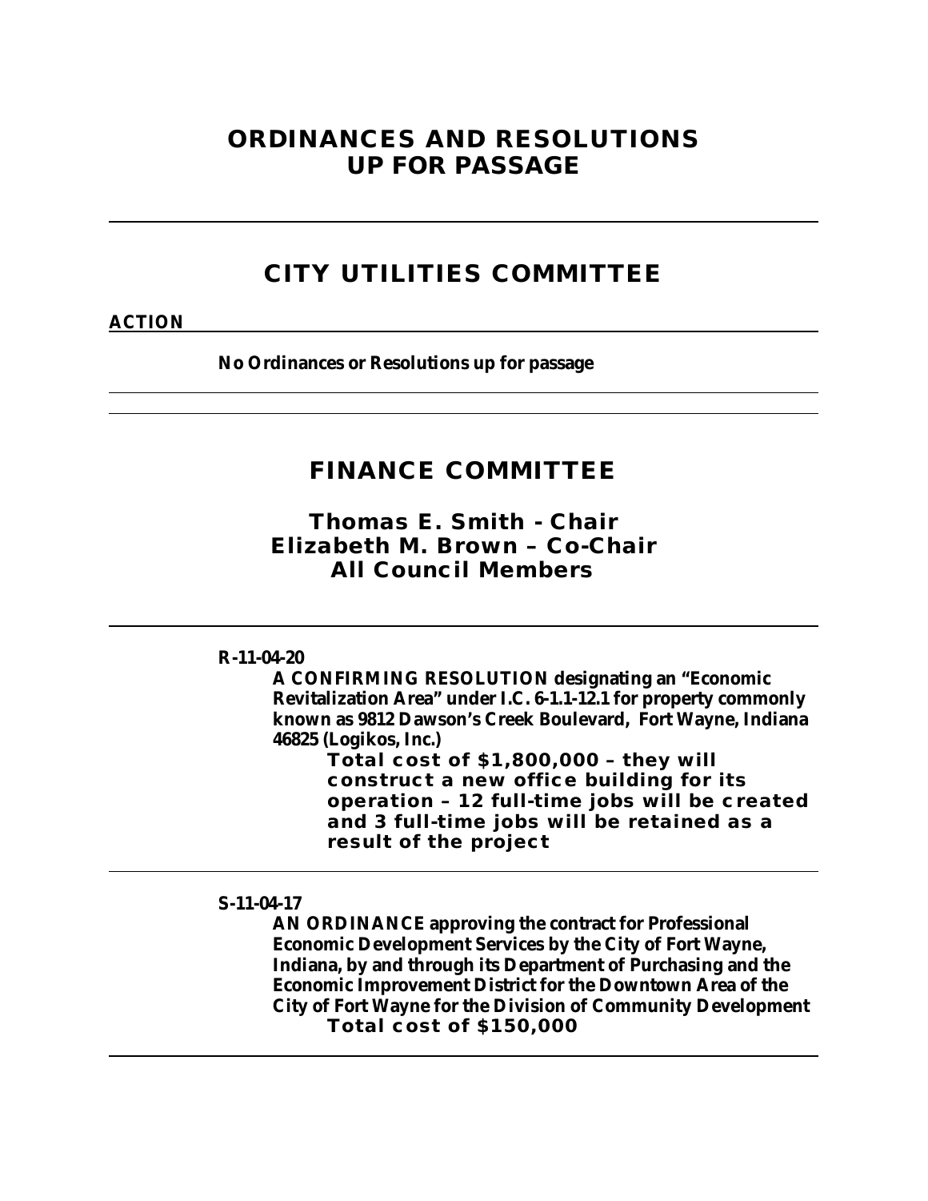# ORDINANCES AND RESOLUTIONS UP FOR PASSAGE

---

## CITY UTILITIES COMMITTEE

**ACTION**

**No Ordinances or Resolutions up for passage**

---

## FINANCE COMMITTEE

### Thomas E. Smith - Chair
### Elizabeth M. Brown – Co-Chair
### All Council Members

---

**R-11-04-20**

**A CONFIRMING RESOLUTION designating an "Economic Revitalization Area" under I.C. 6-1.1-12.1 for property commonly known as 9812 Dawson's Creek Boulevard, Fort Wayne, Indiana 46825 (Logikos, Inc.)**

**Total cost of $1,800,000 – they will construct a new office building for its operation – 12 full-time jobs will be created and 3 full-time jobs will be retained as a result of the project**

---

**S-11-04-17**

**AN ORDINANCE approving the contract for Professional Economic Development Services by the City of Fort Wayne, Indiana, by and through its Department of Purchasing and the Economic Improvement District for the Downtown Area of the City of Fort Wayne for the Division of Community Development**

**Total cost of $150,000**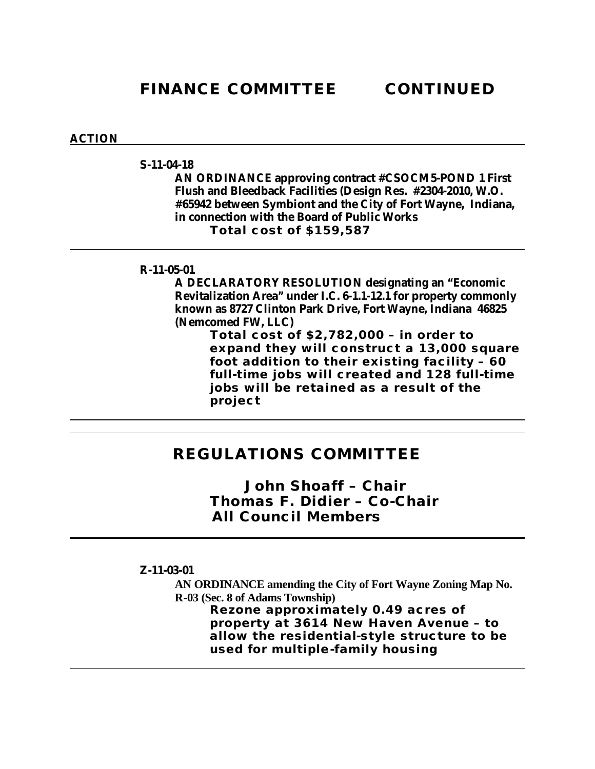# FINANCE COMMITTEE CONTINUED

**ACTION**

---

**S-11-04-18**

**AN ORDINANCE approving contract #CSOCM5-POND 1 First Flush and Bleedback Facilities (Design Res. #2304-2010, W.O. #65942 between Symbiont and the City of Fort Wayne, Indiana, in connection with the Board of Public Works**

**Total cost of $159,587**

---

**R-11-05-01**

**A DECLARATORY RESOLUTION designating an "Economic Revitalization Area" under I.C. 6-1.1-12.1 for property commonly known as 8727 Clinton Park Drive, Fort Wayne, Indiana 46825 (Nemcomed FW, LLC)**

**Total cost of $2,782,000 – in order to expand they will construct a 13,000 square foot addition to their existing facility – 60 full-time jobs will created and 128 full-time jobs will be retained as a result of the project**

---

## REGULATIONS COMMITTEE

**John Shoaff – Chair**
**Thomas F. Didier – Co-Chair**
**All Council Members**

---

**Z-11-03-01**

**AN ORDINANCE amending the City of Fort Wayne Zoning Map No. R-03 (Sec. 8 of Adams Township)**

**Rezone approximately 0.49 acres of property at 3614 New Haven Avenue – to allow the residential-style structure to be used for multiple-family housing**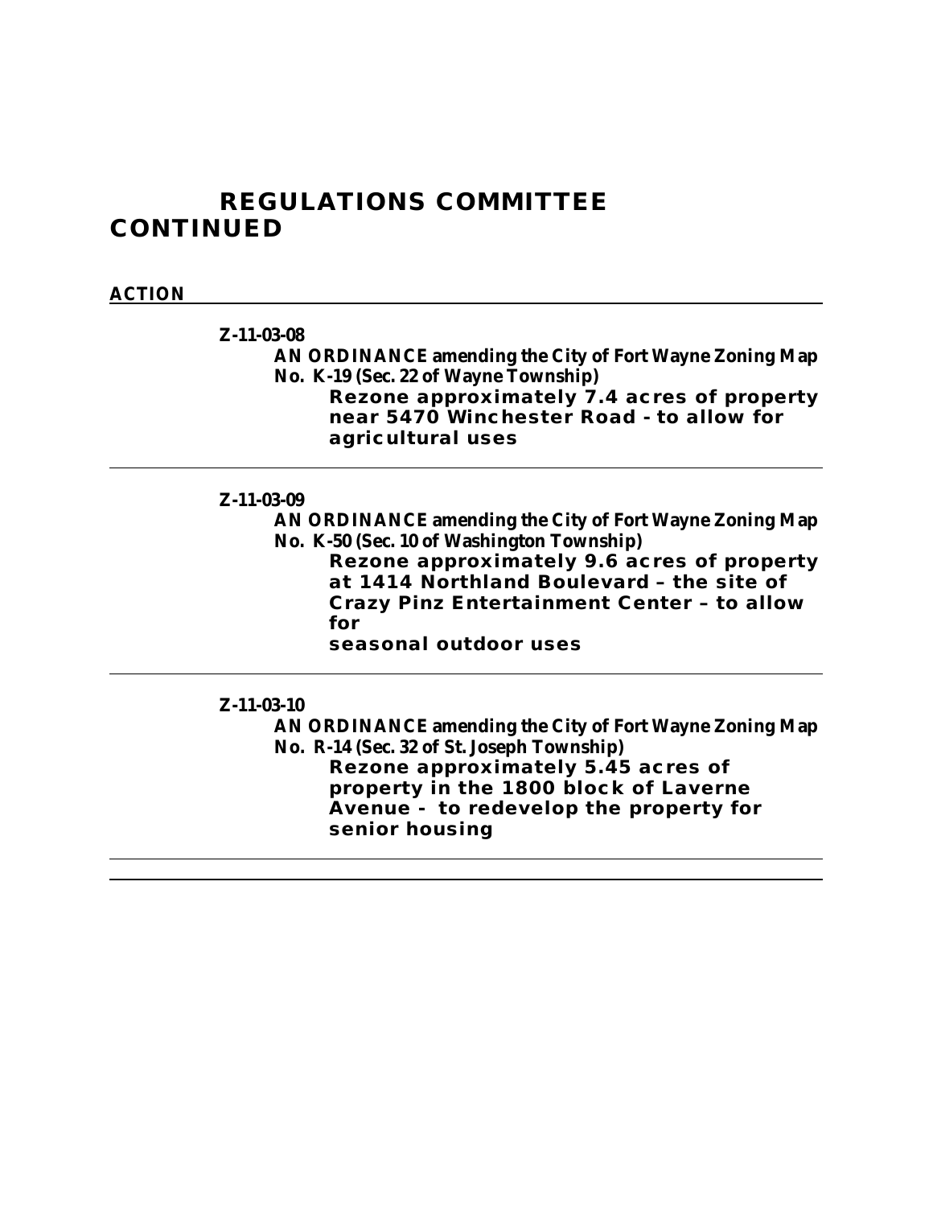# REGULATIONS COMMITTEE CONTINUED

**ACTION**

---

**Z-11-03-08**

**AN ORDINANCE amending the City of Fort Wayne Zoning Map No. K-19 (Sec. 22 of Wayne Township)**

**Rezone approximately 7.4 acres of property near 5470 Winchester Road - to allow for agricultural uses**

---

**Z-11-03-09**

**AN ORDINANCE amending the City of Fort Wayne Zoning Map No. K-50 (Sec. 10 of Washington Township)**

**Rezone approximately 9.6 acres of property at 1414 Northland Boulevard – the site of Crazy Pinz Entertainment Center – to allow for seasonal outdoor uses**

---

**Z-11-03-10**

**AN ORDINANCE amending the City of Fort Wayne Zoning Map No. R-14 (Sec. 32 of St. Joseph Township)**

**Rezone approximately 5.45 acres of property in the 1800 block of Laverne Avenue - to redevelop the property for senior housing**

---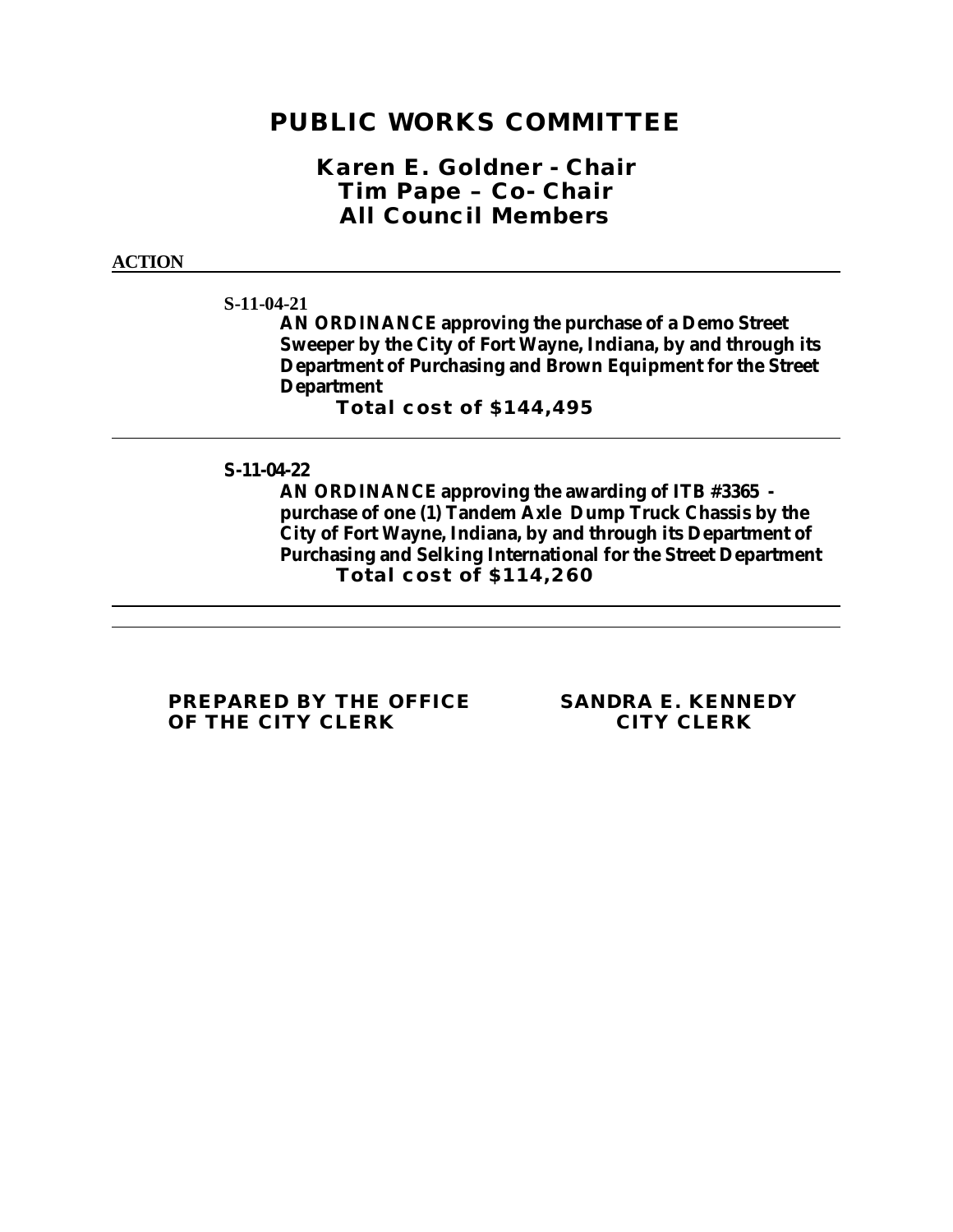# PUBLIC WORKS COMMITTEE

## Karen E. Goldner - Chair
## Tim Pape – Co- Chair
## All Council Members

**ACTION**

---

**S-11-04-21**

**AN ORDINANCE approving the purchase of a Demo Street Sweeper by the City of Fort Wayne, Indiana, by and through its Department of Purchasing and Brown Equipment for the Street Department**

**Total cost of $144,495**

---

**S-11-04-22**

**AN ORDINANCE approving the awarding of ITB #3365 - purchase of one (1) Tandem Axle Dump Truck Chassis by the City of Fort Wayne, Indiana, by and through its Department of Purchasing and Selking International for the Street Department**

**Total cost of $114,260**

---

---

**PREPARED BY THE OFFICE OF THE CITY CLERK**

**SANDRA E. KENNEDY CITY CLERK**